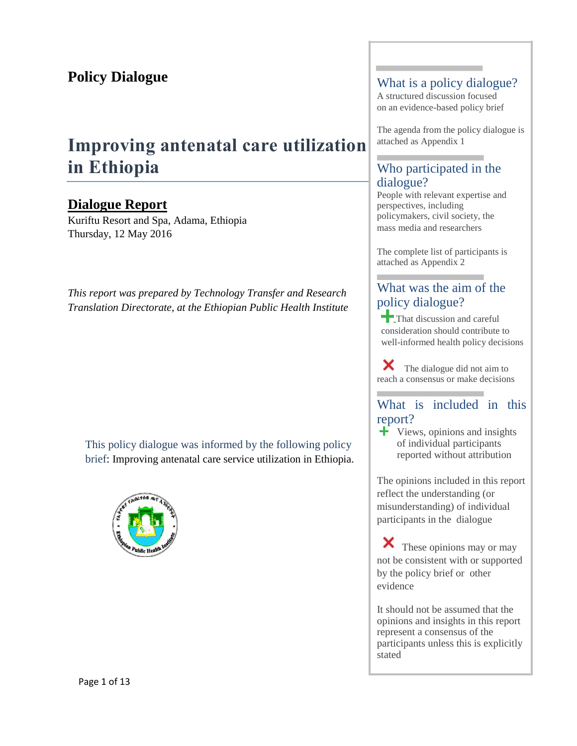# Policy Dialogue

## Improving antenatal care utilization in Ethiopia

**Dialogue Report**

Kuriftu Resort and Spa, Adama, Ethiopia
Thursday, 12 May 2016

*This report was prepared by Technology Transfer and Research Translation Directorate, at the Ethiopian Public Health Institute*

This policy dialogue was informed by the following policy brief: Improving antenatal care service utilization in Ethiopia.

### What is a policy dialogue?

A structured discussion focused on an evidence-based policy brief

The agenda from the policy dialogue is attached as Appendix 1

### Who participated in the dialogue?

People with relevant expertise and perspectives, including policymakers, civil society, the mass media and researchers

The complete list of participants is attached as Appendix 2

### What was the aim of the policy dialogue?

+ That discussion and careful consideration should contribute to well-informed health policy decisions

✗ The dialogue did not aim to reach a consensus or make decisions

### What is included in this report?

+ Views, opinions and insights of individual participants reported without attribution

The opinions included in this report reflect the understanding (or misunderstanding) of individual participants in the dialogue

✗ These opinions may or may not be consistent with or supported by the policy brief or other evidence

It should not be assumed that the opinions and insights in this report represent a consensus of the participants unless this is explicitly stated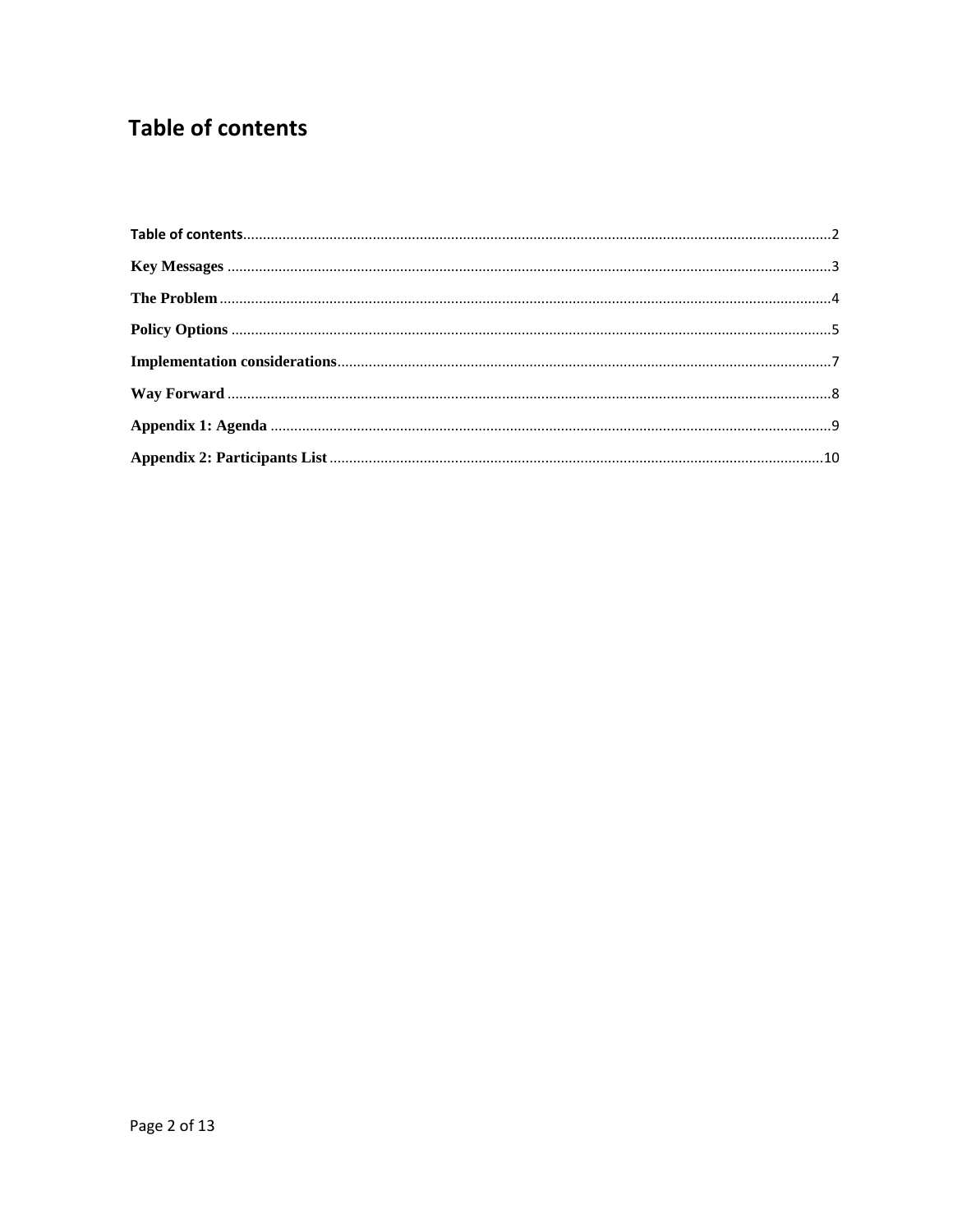# Table of contents

Table of contents ........................................................................................................................................... 2

**Key Messages** ............................................................................................................................................. 3

**The Problem** ................................................................................................................................................ 4

**Policy Options** ............................................................................................................................................ 5

**Implementation considerations** ................................................................................................................ 7

**Way Forward** .............................................................................................................................................. 8

**Appendix 1: Agenda** .................................................................................................................................. 9

**Appendix 2: Participants List** .................................................................................................................. 10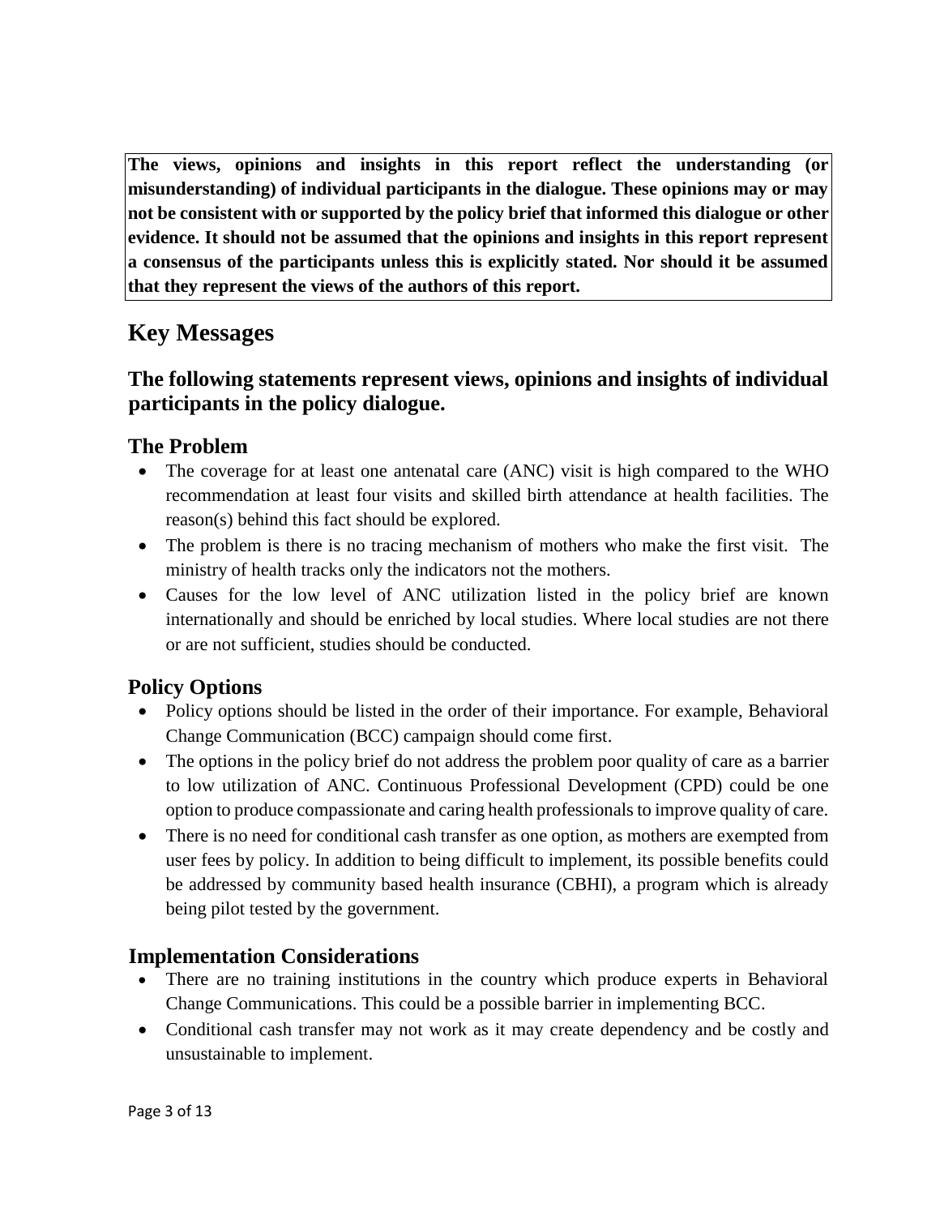**The views, opinions and insights in this report reflect the understanding (or misunderstanding) of individual participants in the dialogue. These opinions may or may not be consistent with or supported by the policy brief that informed this dialogue or other evidence. It should not be assumed that the opinions and insights in this report represent a consensus of the participants unless this is explicitly stated. Nor should it be assumed that they represent the views of the authors of this report.**

# Key Messages

## The following statements represent views, opinions and insights of individual participants in the policy dialogue.

### The Problem

- The coverage for at least one antenatal care (ANC) visit is high compared to the WHO recommendation at least four visits and skilled birth attendance at health facilities. The reason(s) behind this fact should be explored.
- The problem is there is no tracing mechanism of mothers who make the first visit. The ministry of health tracks only the indicators not the mothers.
- Causes for the low level of ANC utilization listed in the policy brief are known internationally and should be enriched by local studies. Where local studies are not there or are not sufficient, studies should be conducted.

### Policy Options

- Policy options should be listed in the order of their importance. For example, Behavioral Change Communication (BCC) campaign should come first.
- The options in the policy brief do not address the problem poor quality of care as a barrier to low utilization of ANC. Continuous Professional Development (CPD) could be one option to produce compassionate and caring health professionals to improve quality of care.
- There is no need for conditional cash transfer as one option, as mothers are exempted from user fees by policy. In addition to being difficult to implement, its possible benefits could be addressed by community based health insurance (CBHI), a program which is already being pilot tested by the government.

### Implementation Considerations

- There are no training institutions in the country which produce experts in Behavioral Change Communications. This could be a possible barrier in implementing BCC.
- Conditional cash transfer may not work as it may create dependency and be costly and unsustainable to implement.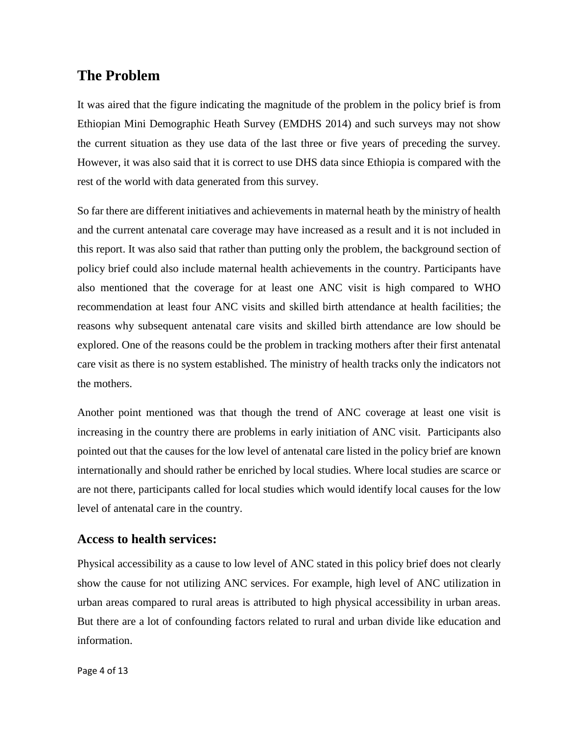## The Problem

It was aired that the figure indicating the magnitude of the problem in the policy brief is from Ethiopian Mini Demographic Heath Survey (EMDHS 2014) and such surveys may not show the current situation as they use data of the last three or five years of preceding the survey. However, it was also said that it is correct to use DHS data since Ethiopia is compared with the rest of the world with data generated from this survey.

So far there are different initiatives and achievements in maternal heath by the ministry of health and the current antenatal care coverage may have increased as a result and it is not included in this report. It was also said that rather than putting only the problem, the background section of policy brief could also include maternal health achievements in the country. Participants have also mentioned that the coverage for at least one ANC visit is high compared to WHO recommendation at least four ANC visits and skilled birth attendance at health facilities; the reasons why subsequent antenatal care visits and skilled birth attendance are low should be explored. One of the reasons could be the problem in tracking mothers after their first antenatal care visit as there is no system established. The ministry of health tracks only the indicators not the mothers.

Another point mentioned was that though the trend of ANC coverage at least one visit is increasing in the country there are problems in early initiation of ANC visit. Participants also pointed out that the causes for the low level of antenatal care listed in the policy brief are known internationally and should rather be enriched by local studies. Where local studies are scarce or are not there, participants called for local studies which would identify local causes for the low level of antenatal care in the country.

### Access to health services:

Physical accessibility as a cause to low level of ANC stated in this policy brief does not clearly show the cause for not utilizing ANC services. For example, high level of ANC utilization in urban areas compared to rural areas is attributed to high physical accessibility in urban areas. But there are a lot of confounding factors related to rural and urban divide like education and information.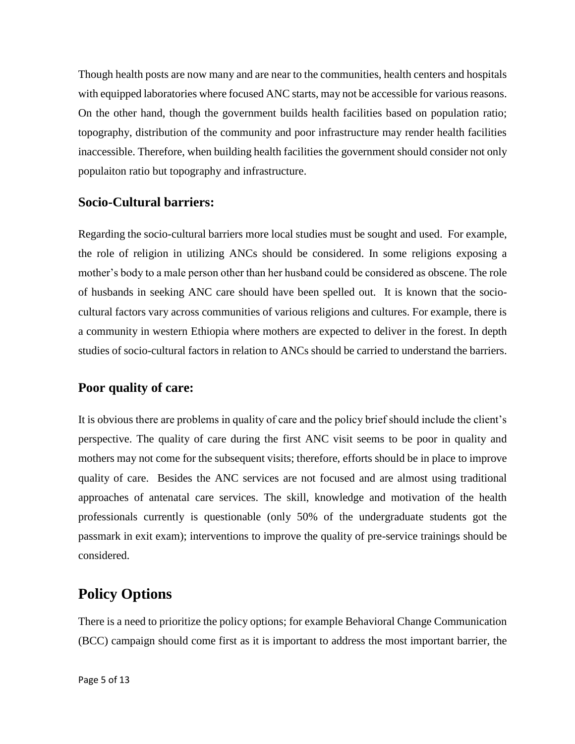Though health posts are now many and are near to the communities, health centers and hospitals with equipped laboratories where focused ANC starts, may not be accessible for various reasons. On the other hand, though the government builds health facilities based on population ratio; topography, distribution of the community and poor infrastructure may render health facilities inaccessible. Therefore, when building health facilities the government should consider not only populaiton ratio but topography and infrastructure.

### Socio-Cultural barriers:

Regarding the socio-cultural barriers more local studies must be sought and used. For example, the role of religion in utilizing ANCs should be considered. In some religions exposing a mother's body to a male person other than her husband could be considered as obscene. The role of husbands in seeking ANC care should have been spelled out. It is known that the socio-cultural factors vary across communities of various religions and cultures. For example, there is a community in western Ethiopia where mothers are expected to deliver in the forest. In depth studies of socio-cultural factors in relation to ANCs should be carried to understand the barriers.

### Poor quality of care:

It is obvious there are problems in quality of care and the policy brief should include the client's perspective. The quality of care during the first ANC visit seems to be poor in quality and mothers may not come for the subsequent visits; therefore, efforts should be in place to improve quality of care. Besides the ANC services are not focused and are almost using traditional approaches of antenatal care services. The skill, knowledge and motivation of the health professionals currently is questionable (only 50% of the undergraduate students got the passmark in exit exam); interventions to improve the quality of pre-service trainings should be considered.

## Policy Options

There is a need to prioritize the policy options; for example Behavioral Change Communication (BCC) campaign should come first as it is important to address the most important barrier, the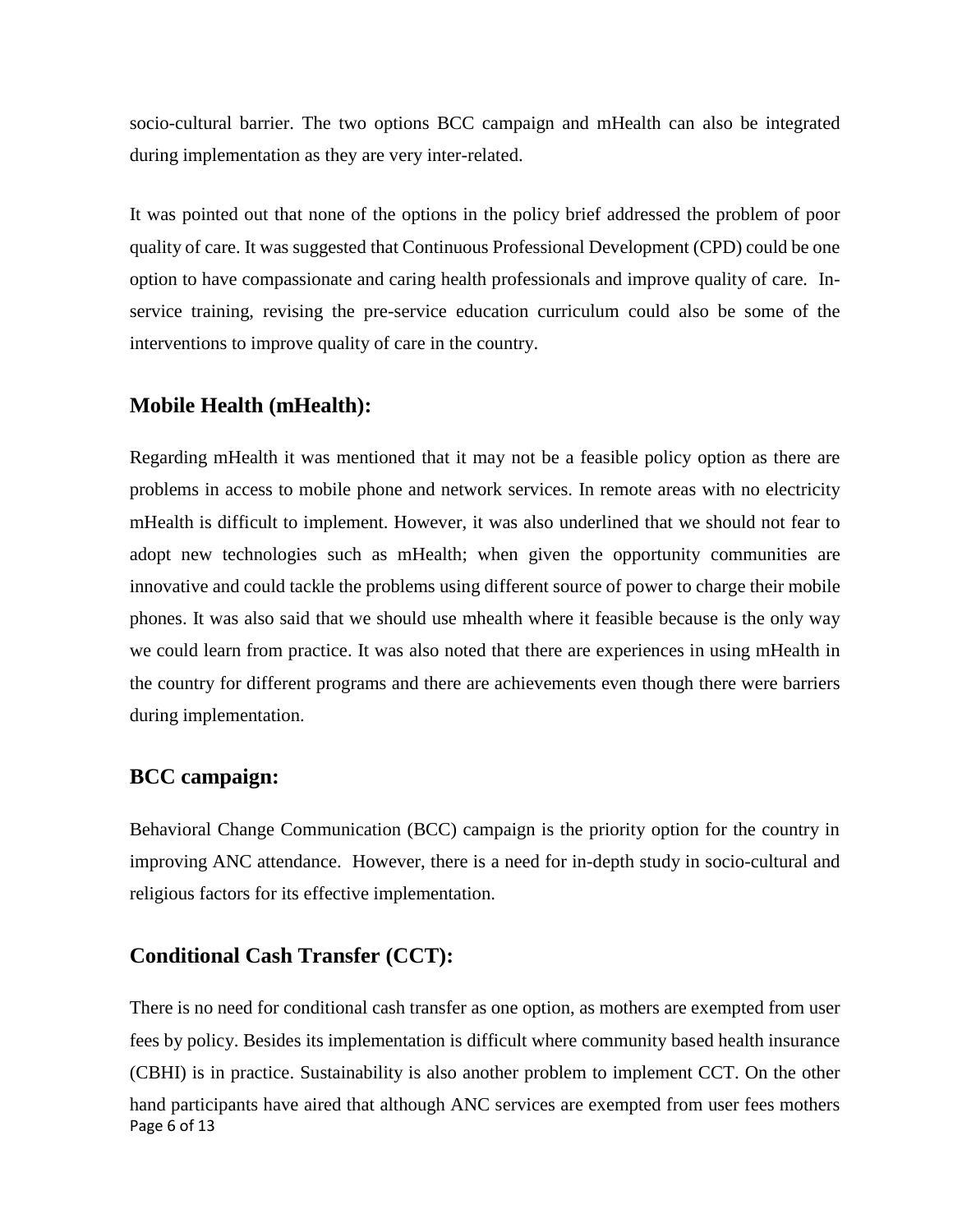socio-cultural barrier. The two options BCC campaign and mHealth can also be integrated during implementation as they are very inter-related.

It was pointed out that none of the options in the policy brief addressed the problem of poor quality of care. It was suggested that Continuous Professional Development (CPD) could be one option to have compassionate and caring health professionals and improve quality of care. In-service training, revising the pre-service education curriculum could also be some of the interventions to improve quality of care in the country.

## Mobile Health (mHealth):

Regarding mHealth it was mentioned that it may not be a feasible policy option as there are problems in access to mobile phone and network services. In remote areas with no electricity mHealth is difficult to implement. However, it was also underlined that we should not fear to adopt new technologies such as mHealth; when given the opportunity communities are innovative and could tackle the problems using different source of power to charge their mobile phones. It was also said that we should use mhealth where it feasible because is the only way we could learn from practice. It was also noted that there are experiences in using mHealth in the country for different programs and there are achievements even though there were barriers during implementation.

## BCC campaign:

Behavioral Change Communication (BCC) campaign is the priority option for the country in improving ANC attendance. However, there is a need for in-depth study in socio-cultural and religious factors for its effective implementation.

## Conditional Cash Transfer (CCT):

There is no need for conditional cash transfer as one option, as mothers are exempted from user fees by policy. Besides its implementation is difficult where community based health insurance (CBHI) is in practice. Sustainability is also another problem to implement CCT. On the other hand participants have aired that although ANC services are exempted from user fees mothers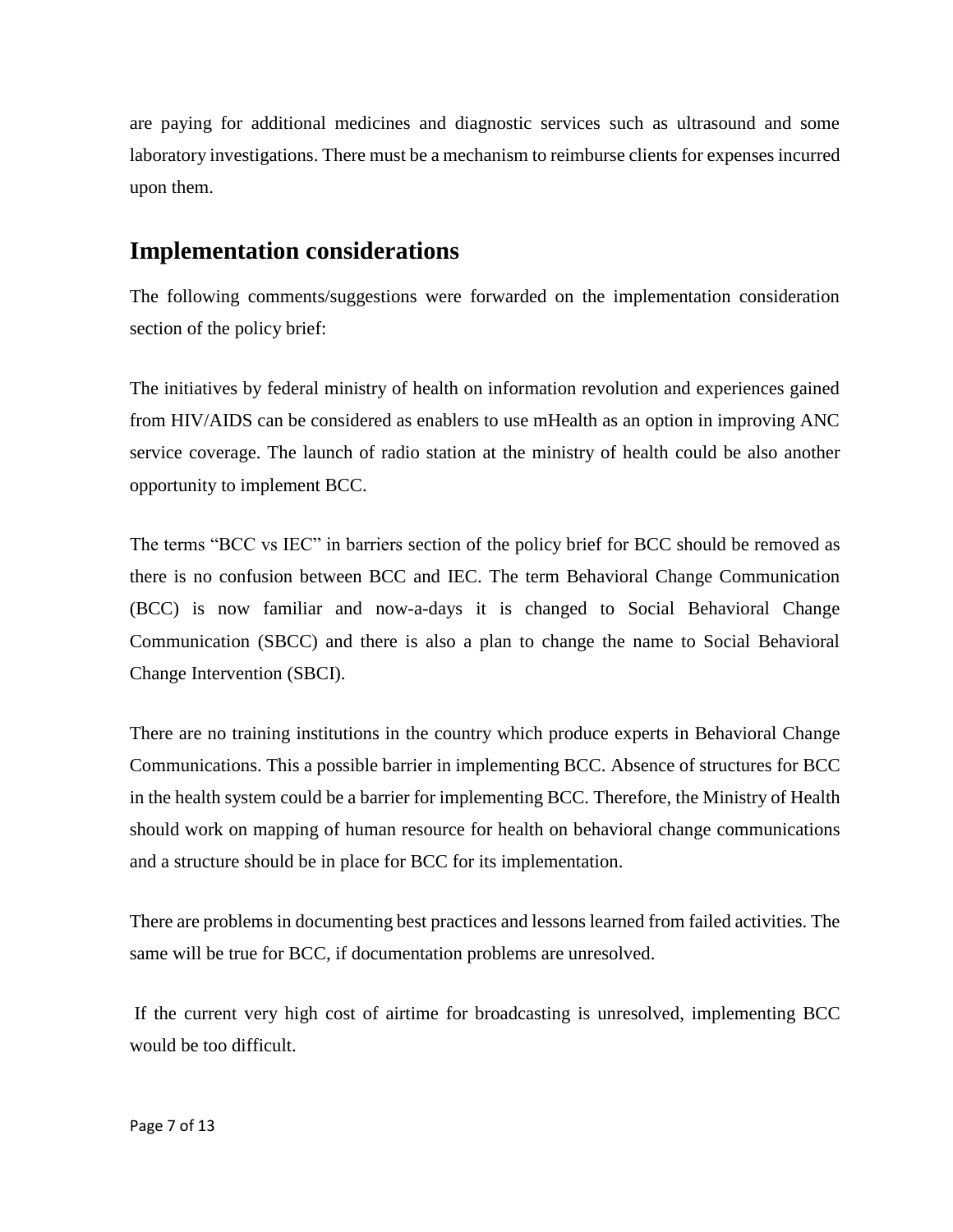are paying for additional medicines and diagnostic services such as ultrasound and some laboratory investigations. There must be a mechanism to reimburse clients for expenses incurred upon them.

## Implementation considerations

The following comments/suggestions were forwarded on the implementation consideration section of the policy brief:

The initiatives by federal ministry of health on information revolution and experiences gained from HIV/AIDS can be considered as enablers to use mHealth as an option in improving ANC service coverage. The launch of radio station at the ministry of health could be also another opportunity to implement BCC.

The terms "BCC vs IEC" in barriers section of the policy brief for BCC should be removed as there is no confusion between BCC and IEC. The term Behavioral Change Communication (BCC) is now familiar and now-a-days it is changed to Social Behavioral Change Communication (SBCC) and there is also a plan to change the name to Social Behavioral Change Intervention (SBCI).

There are no training institutions in the country which produce experts in Behavioral Change Communications. This a possible barrier in implementing BCC. Absence of structures for BCC in the health system could be a barrier for implementing BCC. Therefore, the Ministry of Health should work on mapping of human resource for health on behavioral change communications and a structure should be in place for BCC for its implementation.

There are problems in documenting best practices and lessons learned from failed activities. The same will be true for BCC, if documentation problems are unresolved.

If the current very high cost of airtime for broadcasting is unresolved, implementing BCC would be too difficult.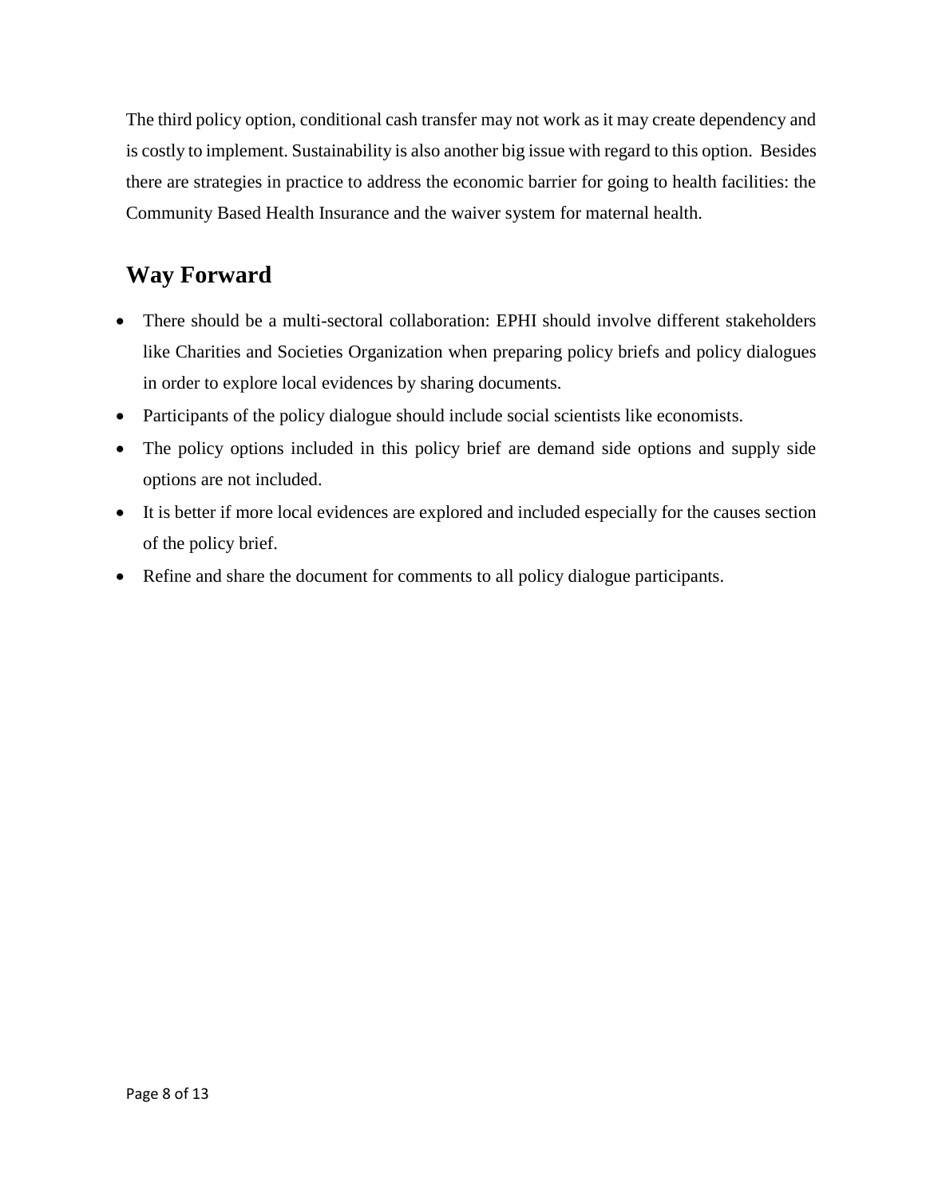The third policy option, conditional cash transfer may not work as it may create dependency and is costly to implement. Sustainability is also another big issue with regard to this option. Besides there are strategies in practice to address the economic barrier for going to health facilities: the Community Based Health Insurance and the waiver system for maternal health.

## Way Forward

- There should be a multi-sectoral collaboration: EPHI should involve different stakeholders like Charities and Societies Organization when preparing policy briefs and policy dialogues in order to explore local evidences by sharing documents.
- Participants of the policy dialogue should include social scientists like economists.
- The policy options included in this policy brief are demand side options and supply side options are not included.
- It is better if more local evidences are explored and included especially for the causes section of the policy brief.
- Refine and share the document for comments to all policy dialogue participants.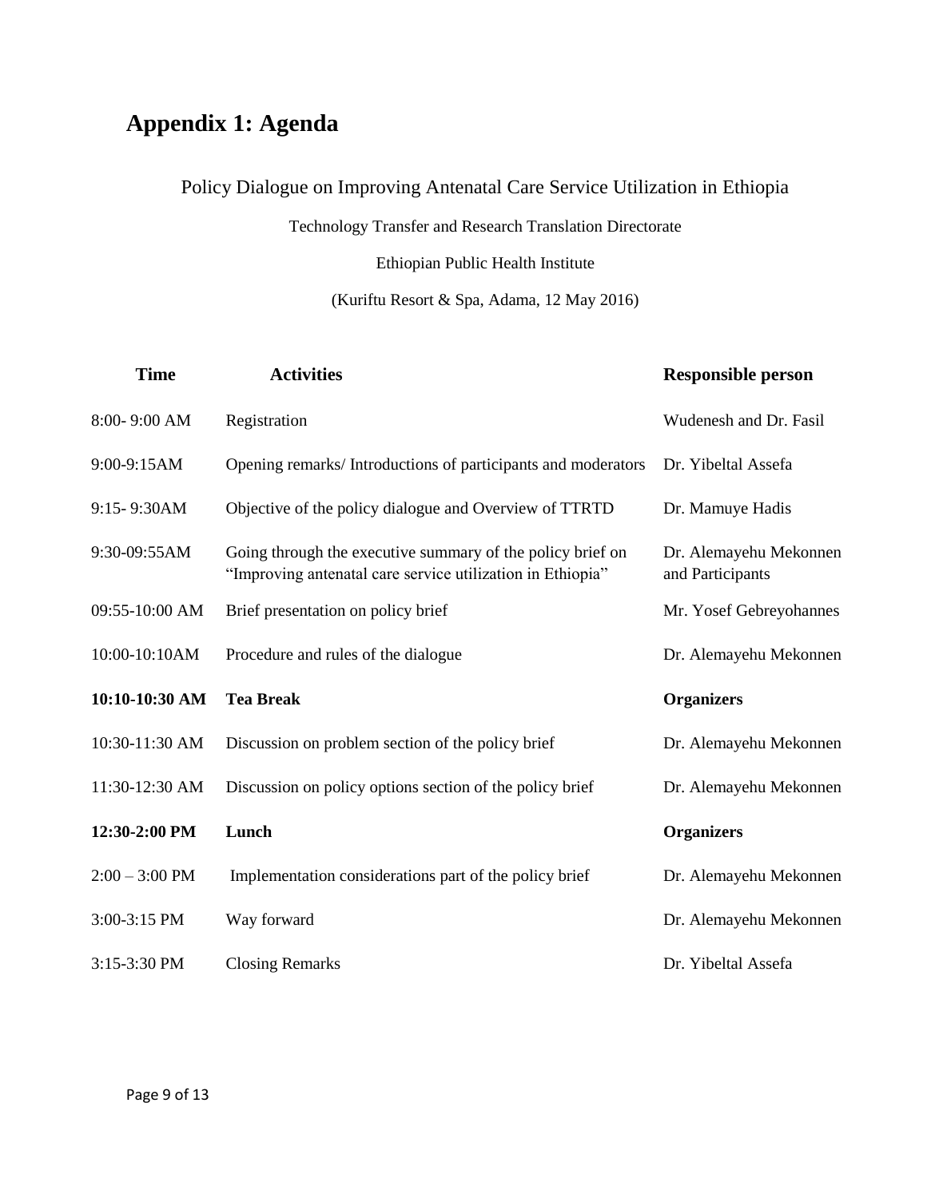# Appendix 1: Agenda

Policy Dialogue on Improving Antenatal Care Service Utilization in Ethiopia

Technology Transfer and Research Translation Directorate

Ethiopian Public Health Institute

(Kuriftu Resort & Spa, Adama, 12 May 2016)

| Time | Activities | Responsible person |
|---|---|---|
| 8:00- 9:00 AM | Registration | Wudenesh and Dr. Fasil |
| 9:00-9:15AM | Opening remarks/ Introductions of participants and moderators | Dr. Yibeltal Assefa |
| 9:15- 9:30AM | Objective of the policy dialogue and Overview of TTRTD | Dr. Mamuye Hadis |
| 9:30-09:55AM | Going through the executive summary of the policy brief on "Improving antenatal care service utilization in Ethiopia" | Dr. Alemayehu Mekonnen and Participants |
| 09:55-10:00 AM | Brief presentation on policy brief | Mr. Yosef Gebreyohannes |
| 10:00-10:10AM | Procedure and rules of the dialogue | Dr. Alemayehu Mekonnen |
| **10:10-10:30 AM** | **Tea Break** | **Organizers** |
| 10:30-11:30 AM | Discussion on problem section of the policy brief | Dr. Alemayehu Mekonnen |
| 11:30-12:30 AM | Discussion on policy options section of the policy brief | Dr. Alemayehu Mekonnen |
| **12:30-2:00 PM** | **Lunch** | **Organizers** |
| 2:00 – 3:00 PM | Implementation considerations part of the policy brief | Dr. Alemayehu Mekonnen |
| 3:00-3:15 PM | Way forward | Dr. Alemayehu Mekonnen |
| 3:15-3:30 PM | Closing Remarks | Dr. Yibeltal Assefa |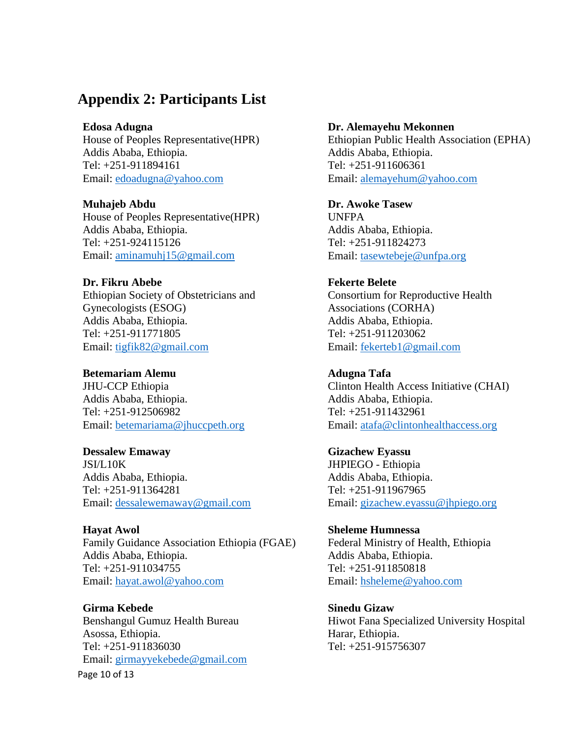## Appendix 2: Participants List

**Edosa Adugna**
House of Peoples Representative(HPR)
Addis Ababa, Ethiopia.
Tel: +251-911894161
Email: edoadugna@yahoo.com

**Muhajeb Abdu**
House of Peoples Representative(HPR)
Addis Ababa, Ethiopia.
Tel: +251-924115126
Email: aminamuhj15@gmail.com

**Dr. Fikru Abebe**
Ethiopian Society of Obstetricians and Gynecologists (ESOG)
Addis Ababa, Ethiopia.
Tel: +251-911771805
Email: tigfik82@gmail.com

**Betemariam Alemu**
JHU-CCP Ethiopia
Addis Ababa, Ethiopia.
Tel: +251-912506982
Email: betemariama@jhuccpeth.org

**Dessalew Emaway**
JSI/L10K
Addis Ababa, Ethiopia.
Tel: +251-911364281
Email: dessalewemaway@gmail.com

**Hayat Awol**
Family Guidance Association Ethiopia (FGAE)
Addis Ababa, Ethiopia.
Tel: +251-911034755
Email: hayat.awol@yahoo.com

**Girma Kebede**
Benshangul Gumuz Health Bureau
Asossa, Ethiopia.
Tel: +251-911836030
Email: girmayyekebede@gmail.com

**Dr. Alemayehu Mekonnen**
Ethiopian Public Health Association (EPHA)
Addis Ababa, Ethiopia.
Tel: +251-911606361
Email: alemayehum@yahoo.com

**Dr. Awoke Tasew**
UNFPA
Addis Ababa, Ethiopia.
Tel: +251-911824273
Email: tasewtebeje@unfpa.org

**Fekerte Belete**
Consortium for Reproductive Health Associations (CORHA)
Addis Ababa, Ethiopia.
Tel: +251-911203062
Email: fekerteb1@gmail.com

**Adugna Tafa**
Clinton Health Access Initiative (CHAI)
Addis Ababa, Ethiopia.
Tel: +251-911432961
Email: atafa@clintonhealthaccess.org

**Gizachew Eyassu**
JHPIEGO - Ethiopia
Addis Ababa, Ethiopia.
Tel: +251-911967965
Email: gizachew.eyassu@jhpiego.org

**Sheleme Humnessa**
Federal Ministry of Health, Ethiopia
Addis Ababa, Ethiopia.
Tel: +251-911850818
Email: hsheleme@yahoo.com

**Sinedu Gizaw**
Hiwot Fana Specialized University Hospital
Harar, Ethiopia.
Tel: +251-915756307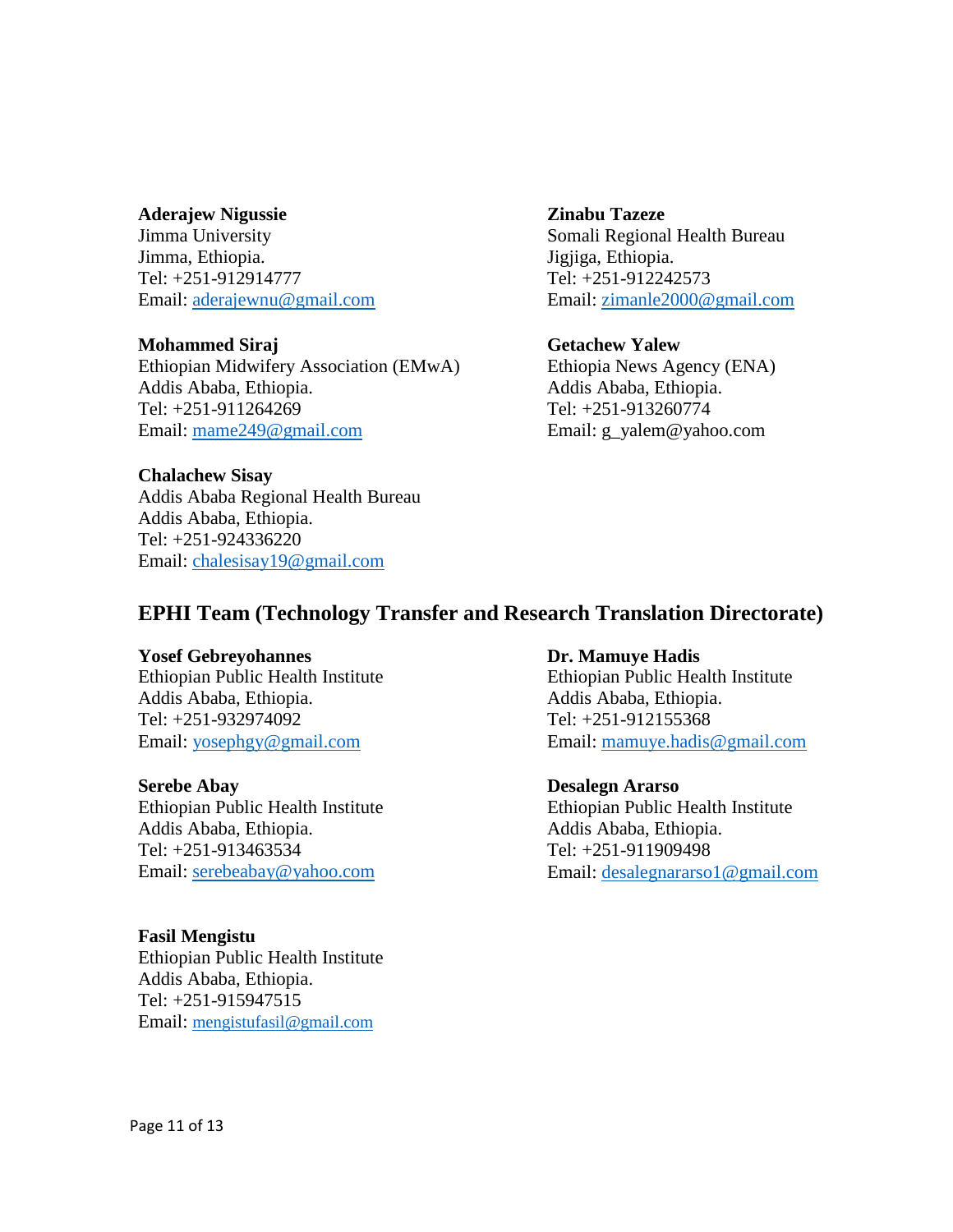**Aderajew Nigussie**
Jimma University
Jimma, Ethiopia.
Tel: +251-912914777
Email: aderajewnu@gmail.com

**Zinabu Tazeze**
Somali Regional Health Bureau
Jigjiga, Ethiopia.
Tel: +251-912242573
Email: zimanle2000@gmail.com

**Mohammed Siraj**
Ethiopian Midwifery Association (EMwA)
Addis Ababa, Ethiopia.
Tel: +251-911264269
Email: mame249@gmail.com

**Getachew Yalew**
Ethiopia News Agency (ENA)
Addis Ababa, Ethiopia.
Tel: +251-913260774
Email: g_yalem@yahoo.com

**Chalachew Sisay**
Addis Ababa Regional Health Bureau
Addis Ababa, Ethiopia.
Tel: +251-924336220
Email: chalesisay19@gmail.com

## EPHI Team (Technology Transfer and Research Translation Directorate)

**Yosef Gebreyohannes**
Ethiopian Public Health Institute
Addis Ababa, Ethiopia.
Tel: +251-932974092
Email: yosephgy@gmail.com

**Dr. Mamuye Hadis**
Ethiopian Public Health Institute
Addis Ababa, Ethiopia.
Tel: +251-912155368
Email: mamuye.hadis@gmail.com

**Serebe Abay**
Ethiopian Public Health Institute
Addis Ababa, Ethiopia.
Tel: +251-913463534
Email: serebeabay@yahoo.com

**Desalegn Ararso**
Ethiopian Public Health Institute
Addis Ababa, Ethiopia.
Tel: +251-911909498
Email: desalegnararso1@gmail.com

**Fasil Mengistu**
Ethiopian Public Health Institute
Addis Ababa, Ethiopia.
Tel: +251-915947515
Email: mengistufasil@gmail.com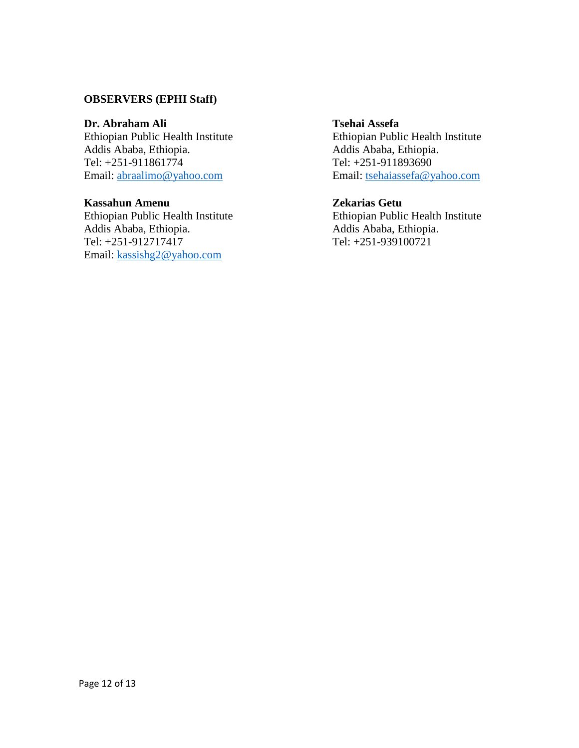**OBSERVERS (EPHI Staff)**

**Dr. Abraham Ali**
Ethiopian Public Health Institute
Addis Ababa, Ethiopia.
Tel: +251-911861774
Email: abraalimo@yahoo.com

**Kassahun Amenu**
Ethiopian Public Health Institute
Addis Ababa, Ethiopia.
Tel: +251-912717417
Email: kassishg2@yahoo.com

**Tsehai Assefa**
Ethiopian Public Health Institute
Addis Ababa, Ethiopia.
Tel: +251-911893690
Email: tsehaiassefa@yahoo.com

**Zekarias Getu**
Ethiopian Public Health Institute
Addis Ababa, Ethiopia.
Tel: +251-939100721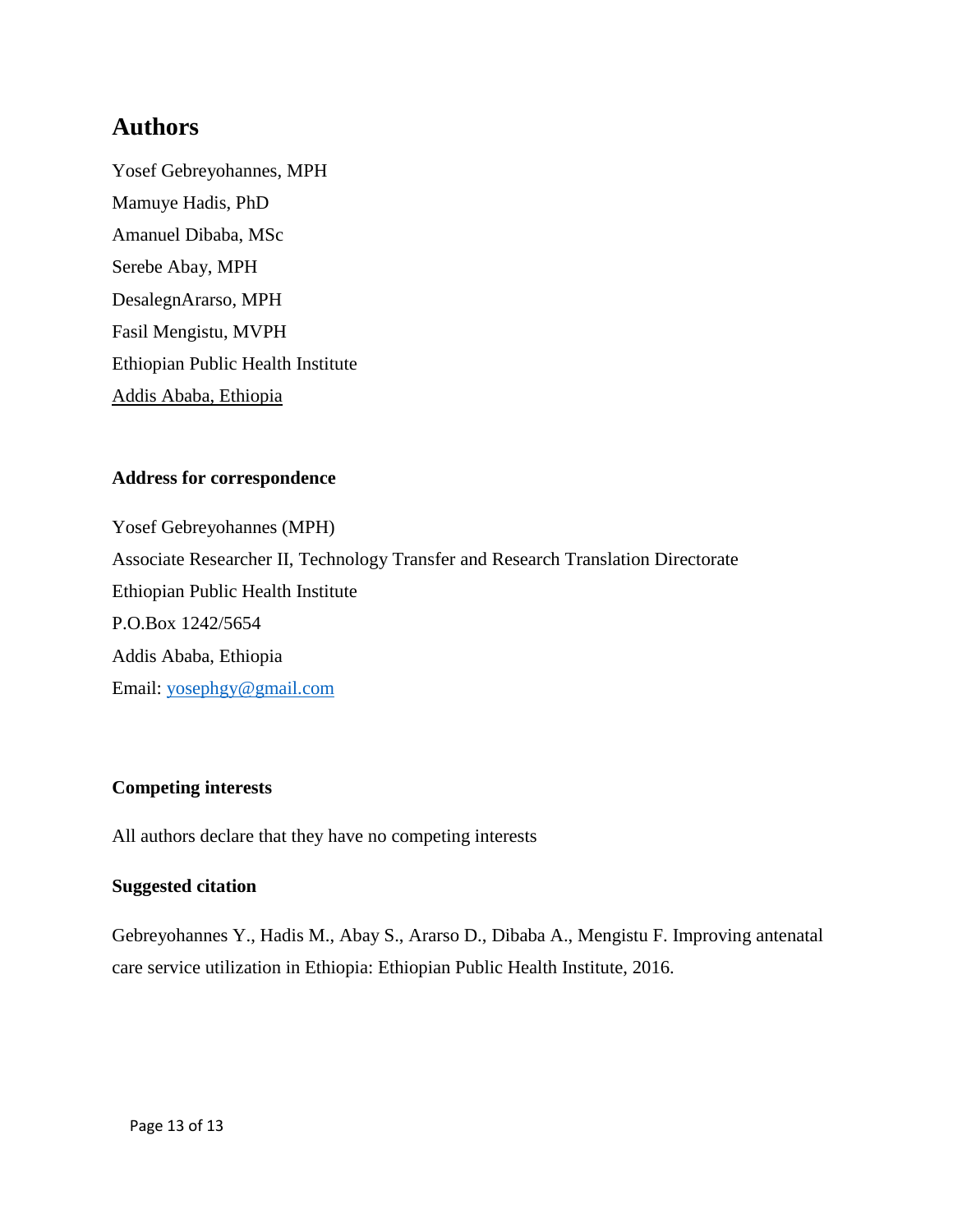## Authors

Yosef Gebreyohannes, MPH

Mamuye Hadis, PhD

Amanuel Dibaba, MSc

Serebe Abay, MPH

DesalegnArarso, MPH

Fasil Mengistu, MVPH

Ethiopian Public Health Institute

Addis Ababa, Ethiopia

#### Address for correspondence

Yosef Gebreyohannes (MPH)

Associate Researcher II, Technology Transfer and Research Translation Directorate

Ethiopian Public Health Institute

P.O.Box 1242/5654

Addis Ababa, Ethiopia

Email: yosephgy@gmail.com

#### Competing interests

All authors declare that they have no competing interests

#### Suggested citation

Gebreyohannes Y., Hadis M., Abay S., Ararso D., Dibaba A., Mengistu F. Improving antenatal care service utilization in Ethiopia: Ethiopian Public Health Institute, 2016.